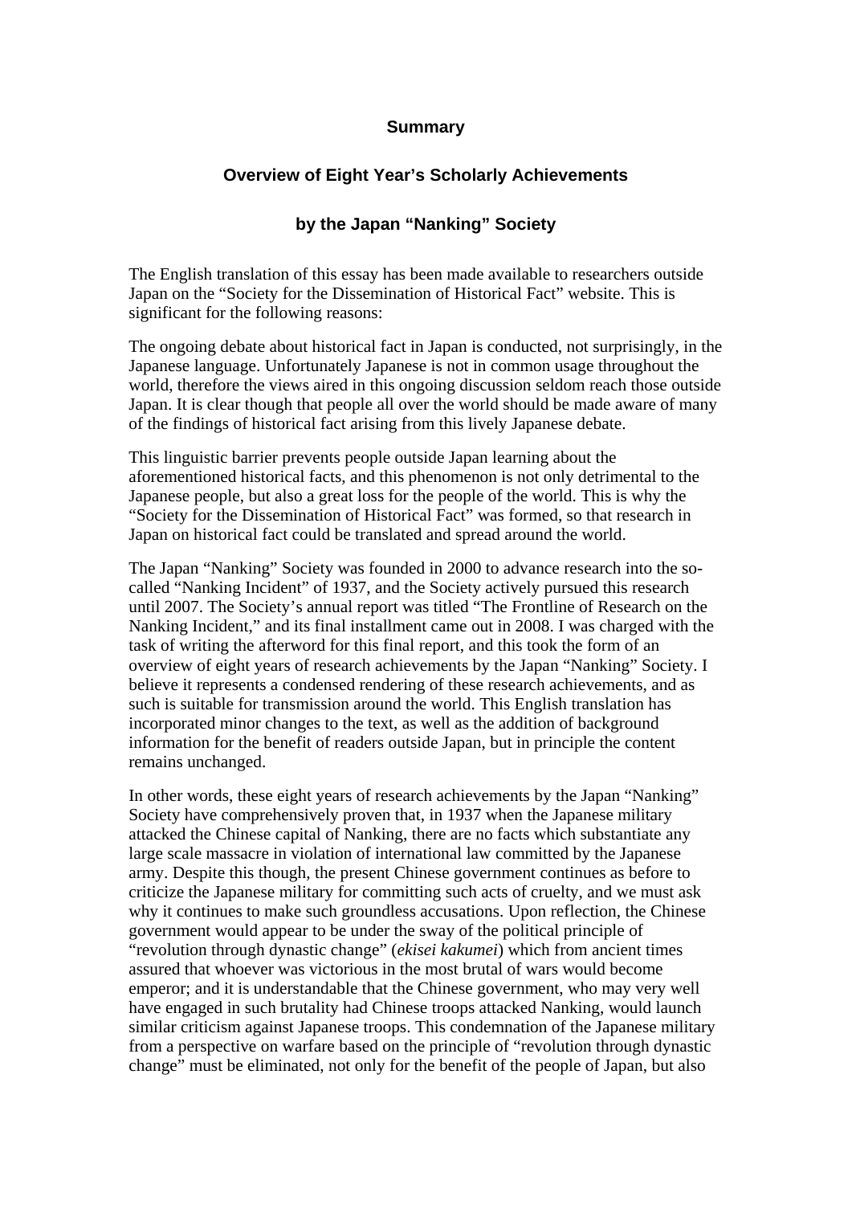**Summary**

**Overview of Eight Year's Scholarly Achievements**

**by the Japan "Nanking" Society**

The English translation of this essay has been made available to researchers outside Japan on the "Society for the Dissemination of Historical Fact" website. This is significant for the following reasons:

The ongoing debate about historical fact in Japan is conducted, not surprisingly, in the Japanese language. Unfortunately Japanese is not in common usage throughout the world, therefore the views aired in this ongoing discussion seldom reach those outside Japan. It is clear though that people all over the world should be made aware of many of the findings of historical fact arising from this lively Japanese debate.

This linguistic barrier prevents people outside Japan learning about the aforementioned historical facts, and this phenomenon is not only detrimental to the Japanese people, but also a great loss for the people of the world. This is why the "Society for the Dissemination of Historical Fact" was formed, so that research in Japan on historical fact could be translated and spread around the world.

The Japan "Nanking" Society was founded in 2000 to advance research into the so-called "Nanking Incident" of 1937, and the Society actively pursued this research until 2007. The Society's annual report was titled "The Frontline of Research on the Nanking Incident," and its final installment came out in 2008. I was charged with the task of writing the afterword for this final report, and this took the form of an overview of eight years of research achievements by the Japan "Nanking" Society. I believe it represents a condensed rendering of these research achievements, and as such is suitable for transmission around the world. This English translation has incorporated minor changes to the text, as well as the addition of background information for the benefit of readers outside Japan, but in principle the content remains unchanged.

In other words, these eight years of research achievements by the Japan "Nanking" Society have comprehensively proven that, in 1937 when the Japanese military attacked the Chinese capital of Nanking, there are no facts which substantiate any large scale massacre in violation of international law committed by the Japanese army. Despite this though, the present Chinese government continues as before to criticize the Japanese military for committing such acts of cruelty, and we must ask why it continues to make such groundless accusations. Upon reflection, the Chinese government would appear to be under the sway of the political principle of "revolution through dynastic change" (*ekisei kakumei*) which from ancient times assured that whoever was victorious in the most brutal of wars would become emperor; and it is understandable that the Chinese government, who may very well have engaged in such brutality had Chinese troops attacked Nanking, would launch similar criticism against Japanese troops. This condemnation of the Japanese military from a perspective on warfare based on the principle of "revolution through dynastic change" must be eliminated, not only for the benefit of the people of Japan, but also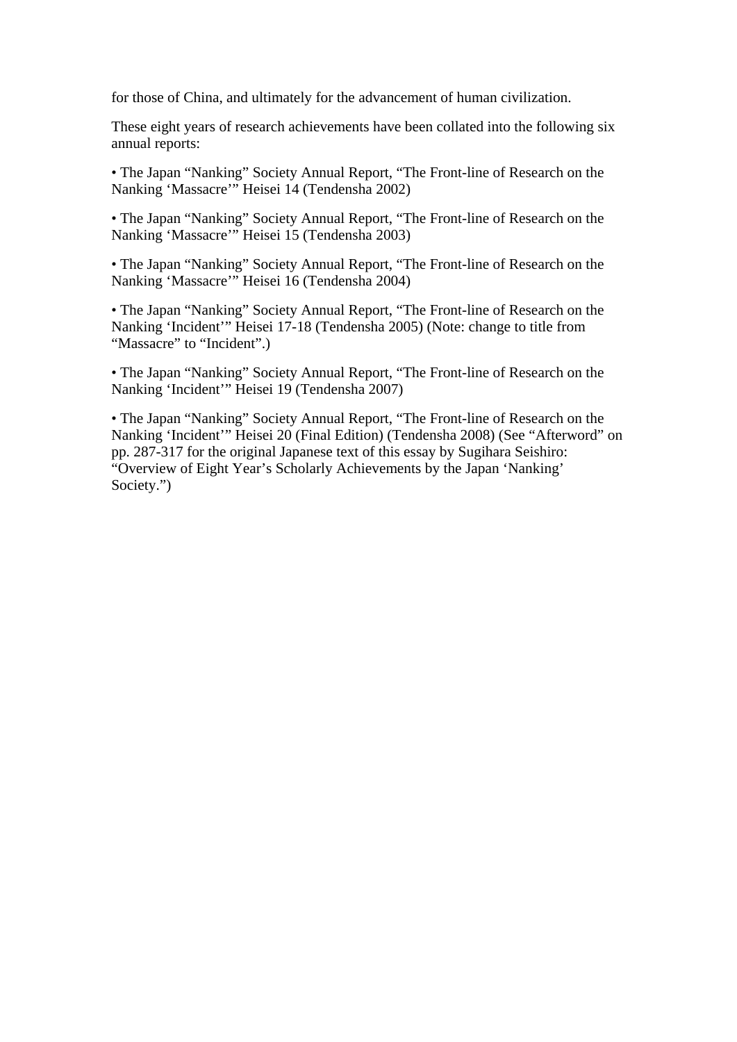for those of China, and ultimately for the advancement of human civilization.

These eight years of research achievements have been collated into the following six annual reports:

- The Japan “Nanking” Society Annual Report, “The Front-line of Research on the Nanking ‘Massacre’” Heisei 14 (Tendensha 2002)

- The Japan “Nanking” Society Annual Report, “The Front-line of Research on the Nanking ‘Massacre’” Heisei 15 (Tendensha 2003)

- The Japan “Nanking” Society Annual Report, “The Front-line of Research on the Nanking ‘Massacre’” Heisei 16 (Tendensha 2004)

- The Japan “Nanking” Society Annual Report, “The Front-line of Research on the Nanking ‘Incident’” Heisei 17-18 (Tendensha 2005) (Note: change to title from “Massacre” to “Incident”.)

- The Japan “Nanking” Society Annual Report, “The Front-line of Research on the Nanking ‘Incident’” Heisei 19 (Tendensha 2007)

- The Japan “Nanking” Society Annual Report, “The Front-line of Research on the Nanking ‘Incident’” Heisei 20 (Final Edition) (Tendensha 2008) (See “Afterword” on pp. 287-317 for the original Japanese text of this essay by Sugihara Seishiro: “Overview of Eight Year’s Scholarly Achievements by the Japan ‘Nanking’ Society.”)